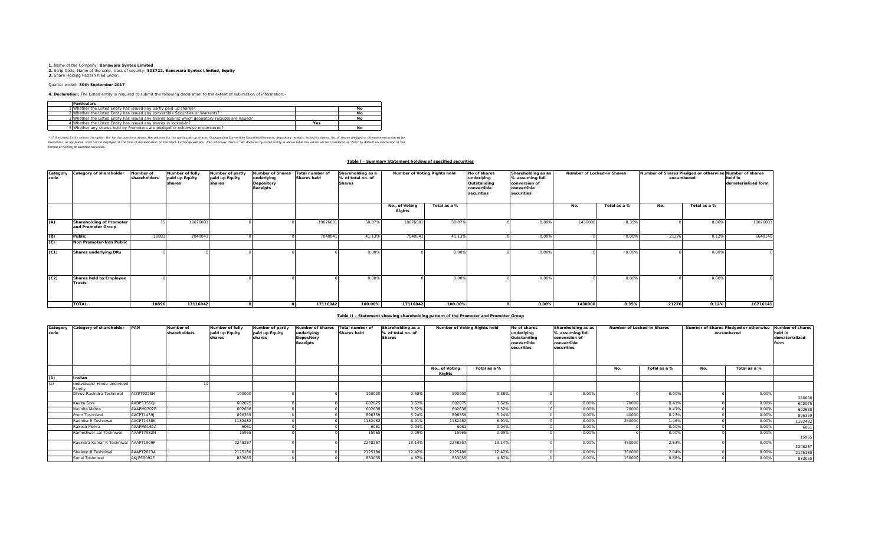**1.** Name of the Company: **Banswara Syntex Limited**
**2.** Scrip Code, Name of the scrip, class of security: **503722, Banswara Syntex Limited, Equity**
**3.** Share Holding Pattern filed under:

Quarter ended: **30th September 2017**

**4. Declaration:** The Listed entity is required to submit the following declaration to the extent of submission of information:-

| | Particulars | | |
|---|---|---|---|
| 1 | Whether the Listed Entity has issued any partly paid up shares? | | No |
| 2 | Whether the Listed Entity has issued any convertible Securities or Warrants? | | No |
| 3 | Whether the Listed Entity has issued any shares against which depository receipts are issued? | | No |
| 4 | Whether the Listed Entity has issued any shares in locked-in? | Yes | |
| 5 | Whether any shares held by Promoters are pledged or otherwise encumbered? | | No |

* If the Listed Entity selects the option 'No' for the questions above, the columns for the partly paid up shares, Outstanding Convertible Securities/Warrants, depository receipts, locked-in shares, No. of shares pledged or otherwise encumbered by Promoters, as applicable, shall not be displayed at the time of dissemination on the Stock Exchange website. Also wherever there is 'No' declared by Listed Entity in above table the values will be considered as 'Zero' by default on submission of the format of holding of specified securities.

## Table I - Summary Statement holding of specified securities

| Category code | Category of shareholder | Number of shareholders | Number of fully paid up Equity shares | Number of partly paid up Equity shares | Number of Shares underlying Depository Receipts | Total number of Shares held | Shareholding as a % of total no. of Shares | Number of Voting Rights held | | No of shares underlying Outstanding convertible securities | Shareholding as as % assuming full conversion of convertible securities | Number of Locked-in Shares | | Number of Shares Pledged or otherwise encumbered | | Number of shares held in dematerialized form |
|---|---|---|---|---|---|---|---|---|---|---|---|---|---|---|---|---|
| | | | | | | | | No., of Voting Rights | Total as a % | | | No. | Total as a % | No. | Total as a % | |
| (A) | Shareholding of Promoter and Promoter Group | 15 | 10076001 | 0 | 0 | 10076001 | 58.87% | 10076001 | 58.87% | 0 | 0.00% | 1430000 | 8.35% | 0 | 0.00% | 10076001 |
| (B) | Public | 10881 | 7040041 | 0 | 0 | 7040041 | 41.13% | 7040041 | 41.13% | 0 | 0.00% | 0 | 0.00% | 21276 | 0.12% | 6640140 |
| (C) | Non Promoter-Non Public | | | | | | | | | | | | | | | |
| (C1) | Shares underlying DRs | 0 | 0 | 0 | 0 | 0 | 0.00% | 0 | 0.00% | 0 | 0.00% | 0 | 0.00% | 0 | 0.00% | 0 |
| (C2) | Shares held by Employee Trusts | 0 | 0 | 0 | 0 | 0 | 0.00% | 0 | 0.00% | 0 | 0.00% | 0 | 0.00% | 0 | 0.00% | 0 |
| | TOTAL | 10896 | 17116042 | 0 | 0 | 17116042 | 100.00% | 17116042 | 100.00% | 0 | 0.00% | 1430000 | 8.35% | 21276 | 0.12% | 16716141 |

## Table II - Statement showing shareholding pattern of the Promoter and Promoter Group

| Category code | Category of shareholder | PAN | Number of shareholders | Number of fully paid up Equity shares | Number of partly paid up Equity shares | Number of Shares underlying Depository Receipts | Total number of Shares held | Shareholding as a % of total no. of Shares | Number of Voting Rights held | | No of shares underlying Outstanding convertible securities | Shareholding as as % assuming full conversion of convertible securities | Number of Locked-in Shares | | Number of Shares Pledged or otherwise encumbered | | Number of shares held in dematerialized form |
|---|---|---|---|---|---|---|---|---|---|---|---|---|---|---|---|---|---|
| | | | | | | | | | No., of Voting Rights | Total as a % | | | No. | Total as a % | No. | Total as a % | |
| (1) | Indian | | | | | | | | | | | | | | | | |
| (a) | Individuals/ Hindu Undivided Family | | 10 | | | | | | | | | | | | | | |
| | Dhruv Ravindra Toshniwal | AIZPT9223H | | 100000 | 0 | 0 | 100000 | 0.58% | 100000 | 0.58% | 0 | 0.00% | 0 | 0.00% | 0 | 0.00% | 100000 |
| | Kavita Soni | AABPS3556J | | 602075 | 0 | 0 | 602075 | 3.52% | 602075 | 3.52% | 0 | 0.00% | 70000 | 0.41% | 0 | 0.00% | 602075 |
| | Navnita Mehra | AAAPM9702B | | 602638 | 0 | 0 | 602638 | 3.52% | 602638 | 3.52% | 0 | 0.00% | 70000 | 0.41% | 0 | 0.00% | 602638 |
| | Prem Toshniwal | AACPT1439J | | 896359 | 0 | 0 | 896359 | 5.24% | 896359 | 5.24% | 0 | 0.00% | 40000 | 0.23% | 0 | 0.00% | 896359 |
| | Radhika R Toshniwal | AACPT1438K | | 1182482 | 0 | 0 | 1182482 | 6.91% | 1182482 | 6.91% | 0 | 0.00% | 250000 | 1.46% | 0 | 0.00% | 1182482 |
| | Rakesh Mehra | AAAPM6161A | | 6061 | 0 | 0 | 6061 | 0.04% | 6061 | 0.04% | 0 | 0.00% | 0 | 0.00% | 0 | 0.00% | 6061 |
| | Rameshwar Lal Toshniwal | AAAPT7982N | | 15965 | 0 | 0 | 15965 | 0.09% | 15965 | 0.09% | 0 | 0.00% | 0 | 0.00% | 0 | 0.00% | 15965 |
| | Ravindra Kumar R Toshniwal | AAAPT1909P | | 2248267 | 0 | 0 | 2248267 | 13.14% | 2248267 | 13.14% | 0 | 0.00% | 450000 | 2.63% | 0 | 0.00% | 2248267 |
| | Shaleen R Toshniwal | AAAPT2673A | | 2125180 | 0 | 0 | 2125180 | 12.42% | 2125180 | 12.42% | 0 | 0.00% | 350000 | 2.04% | 0 | 0.00% | 2125180 |
| | Sonal Toshniwal | AKJPS5092F | | 833055 | 0 | 0 | 833055 | 4.87% | 833055 | 4.87% | 0 | 0.00% | 150000 | 0.88% | 0 | 0.00% | 833055 |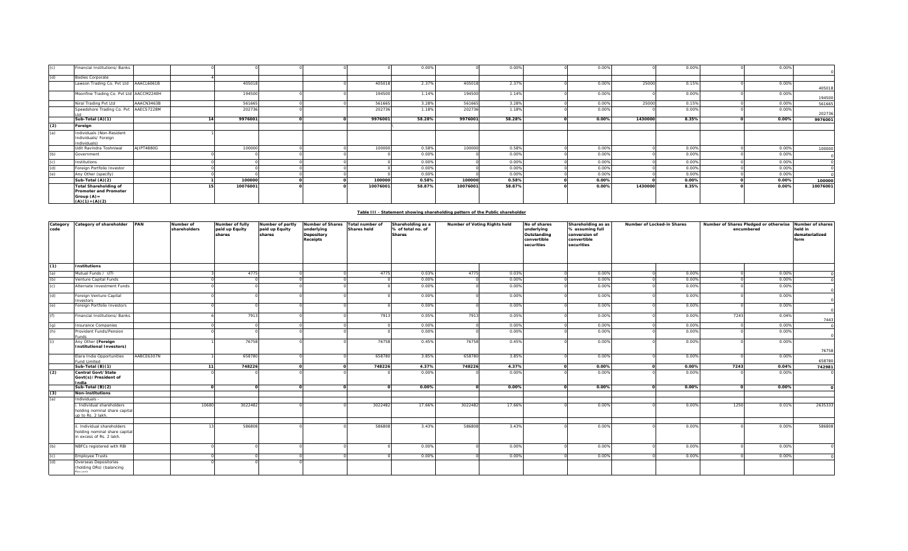| | | | | | | | | | | | | | | | | | |
|---|---|---|---|---|---|---|---|---|---|---|---|---|---|---|---|---|---|
| (c) | Financial Institutions/ Banks | | 0 | 0 | 0 | 0 | 0 | 0.00% | 0 | 0.00% | 0 | 0.00% | 0 | 0.00% | 0 | 0.00% | 0 |
| (d) | Bodies Corporate | | 4 | | | | | | | | | | | | | | |
| | Lawson Trading Co. Pvt Ltd | AAACL6061B | | 405018 | | 0 | 405018 | 2.37% | 405018 | 2.37% | 0 | 0.00% | 25000 | 0.15% | 0 | 0.00% | 405018 |
| | Moonfine Trading Co. Pvt Ltd | AACCM2240H | | 194500 | 0 | 0 | 194500 | 1.14% | 194500 | 1.14% | 0 | 0.00% | 0 | 0.00% | 0 | 0.00% | 194500 |
| | Niral Trading Pvt Ltd | AAACN3463B | | 561665 | | 0 | 561665 | 3.28% | 561665 | 3.28% | 0 | 0.00% | 25000 | 0.15% | 0 | 0.00% | 561665 |
| | Speedshore Trading Co. Pvt Ltd | AAECS7228M | | 202736 | 0 | 0 | 202736 | 1.18% | 202736 | 1.18% | 0 | 0.00% | 0 | 0.00% | 0 | 0.00% | 202736 |
| | **Sub-Total (A)(1)** | | **14** | **9976001** | **0** | **0** | **9976001** | **58.28%** | **9976001** | **58.28%** | **0** | **0.00%** | **1430000** | **8.35%** | **0** | **0.00%** | **9976001** |
| **(2)** | **Foreign** | | | | | | | | | | | | | | | | |
| (a) | Individuals (Non-Resident Individuals/ Foreign Individuals) | | 1 | | | | | | | | | | | | | | |
| | Udit Ravindra Toshniwal | AJIPT4880G | | 100000 | 0 | 0 | 100000 | 0.58% | 100000 | 0.58% | 0 | 0.00% | 0 | 0.00% | 0 | 0.00% | 100000 |
| (b) | Government | | 0 | 0 | 0 | 0 | 0 | 0.00% | 0 | 0.00% | 0 | 0.00% | 0 | 0.00% | 0 | 0.00% | 0 |
| (c) | Institutions | | 0 | 0 | 0 | 0 | 0 | 0.00% | 0 | 0.00% | 0 | 0.00% | 0 | 0.00% | 0 | 0.00% | 0 |
| (d) | Foreign Portfolio Investor | | 0 | 0 | 0 | 0 | 0 | 0.00% | 0 | 0.00% | 0 | 0.00% | 0 | 0.00% | 0 | 0.00% | 0 |
| (e) | Any Other (specify) | | 0 | 0 | 0 | 0 | 0 | 0.00% | 0 | 0.00% | 0 | 0.00% | 0 | 0.00% | 0 | 0.00% | 0 |
| | **Sub-Total (A)(2)** | | **1** | **100000** | **0** | **0** | **100000** | **0.58%** | **100000** | **0.58%** | **0** | **0.00%** | **0** | **0.00%** | **0** | **0.00%** | **100000** |
| | **Total Shareholding of Promoter and Promoter Group (A)= (A)(1)+(A)(2)** | | **15** | **10076001** | **0** | **0** | **10076001** | **58.87%** | **10076001** | **58.87%** | **0** | **0.00%** | **1430000** | **8.35%** | **0** | **0.00%** | **10076001** |

**Table III - Statement showing shareholding pattern of the Public shareholder**

| Category code | Category of shareholder | PAN | Number of shareholders | Number of fully paid up Equity shares | Number of partly paid up Equity shares | Number of Shares underlying Depository Receipts | Total number of Shares held | Shareholding as a % of total no. of Shares | Number of Voting Rights held | | No of shares underlying Outstanding convertible securities | Shareholding as as % assuming full conversion of convertible securities | Number of Locked-in Shares | | Number of Shares Pledged or otherwise encumbered | | Number of shares held in dematerialized form |
|---|---|---|---|---|---|---|---|---|---|---|---|---|---|---|---|---|---|
| **(1)** | **Institutions** | | | | | | | | | | | | | | | | |
| (a) | Mutual Funds / UTI | | 3 | 4775 | 0 | 0 | 4775 | 0.03% | 4775 | 0.03% | 0 | 0.00% | 0 | 0.00% | 0 | 0.00% | 0 |
| (b) | Venture Capital Funds | | 0 | 0 | 0 | 0 | 0 | 0.00% | 0 | 0.00% | 0 | 0.00% | 0 | 0.00% | 0 | 0.00% | 0 |
| (c) | Alternate Investment Funds | | 0 | 0 | 0 | 0 | 0 | 0.00% | 0 | 0.00% | 0 | 0.00% | 0 | 0.00% | 0 | 0.00% | 0 |
| (d) | Foreign Venture Capital Investors | | 0 | 0 | 0 | 0 | 0 | 0.00% | 0 | 0.00% | 0 | 0.00% | 0 | 0.00% | 0 | 0.00% | 0 |
| (e) | Foreign Portfolio Investors | | 0 | 0 | 0 | 0 | 0 | 0.00% | 0 | 0.00% | 0 | 0.00% | 0 | 0.00% | 0 | 0.00% | 0 |
| (f) | Financial Institutions/ Banks | | 6 | 7913 | 0 | 0 | 7913 | 0.05% | 7913 | 0.05% | 0 | 0.00% | 0 | 0.00% | 7243 | 0.04% | 7443 |
| (g) | Insurance Companies | | 0 | 0 | 0 | 0 | 0 | 0.00% | 0 | 0.00% | 0 | 0.00% | 0 | 0.00% | 0 | 0.00% | 0 |
| (h) | Provident Funds/Pension Funds | | 0 | 0 | 0 | 0 | 0 | 0.00% | 0 | 0.00% | 0 | 0.00% | 0 | 0.00% | 0 | 0.00% | 0 |
| (i) | Any Other **(Foreign Institutional Investors)** | | 1 | 76758 | 0 | 0 | 76758 | 0.45% | 76758 | 0.45% | 0 | 0.00% | 0 | 0.00% | 0 | 0.00% | 76758 |
| | Elara India Opportunities Fund Limited | AABCE6307N | 1 | 658780 | 0 | 0 | 658780 | 3.85% | 658780 | 3.85% | 0 | 0.00% | 0 | 0.00% | 0 | 0.00% | 658780 |
| | **Sub-Total (B)(1)** | | **11** | **748226** | **0** | **0** | **748226** | **4.37%** | **748226** | **4.37%** | **0** | **0.00%** | **0** | **0.00%** | **7243** | **0.04%** | **742981** |
| **(2)** | **Central Govt/State Govt(s)/President of India** | | 0 | 0 | 0 | 0 | 0 | 0.00% | 0 | 0.00% | 0 | 0.00% | 0 | 0.00% | 0 | 0.00% | 0 |
| | **Sub-Total (B)(2)** | | **0** | **0** | **0** | **0** | **0** | **0.00%** | **0** | **0.00%** | **0** | **0.00%** | **0** | **0.00%** | **0** | **0.00%** | **0** |
| **(3)** | **Non-institutions** | | | | | | | | | | | | | | | | |
| (a) | Individuals - | | | | | | | | | | | | | | | | |
| | i. Individual shareholders holding nominal share capital up to Rs. 2 lakh. | | 10680 | 3022482 | 0 | 0 | 3022482 | 17.66% | 3022482 | 17.66% | 0 | 0.00% | 0 | 0.00% | 1250 | 0.01% | 2635333 |
| | ii. Individual shareholders holding nominal share capital in excess of Rs. 2 lakh. | | 13 | 586808 | 0 | 0 | 586808 | 3.43% | 586808 | 3.43% | 0 | 0.00% | 0 | 0.00% | 0 | 0.00% | 586808 |
| (b) | NBFCs registered with RBI | | 0 | 0 | 0 | 0 | 0 | 0.00% | 0 | 0.00% | 0 | 0.00% | 0 | 0.00% | 0 | 0.00% | 0 |
| (c) | Employee Trusts | | 0 | 0 | 0 | 0 | 0 | 0.00% | 0 | 0.00% | 0 | 0.00% | 0 | 0.00% | 0 | 0.00% | 0 |
| (d) | Overseas Depositories (holding DRs) (balancing figure) | | 0 | 0 | 0 | | | | | | | | | | | | |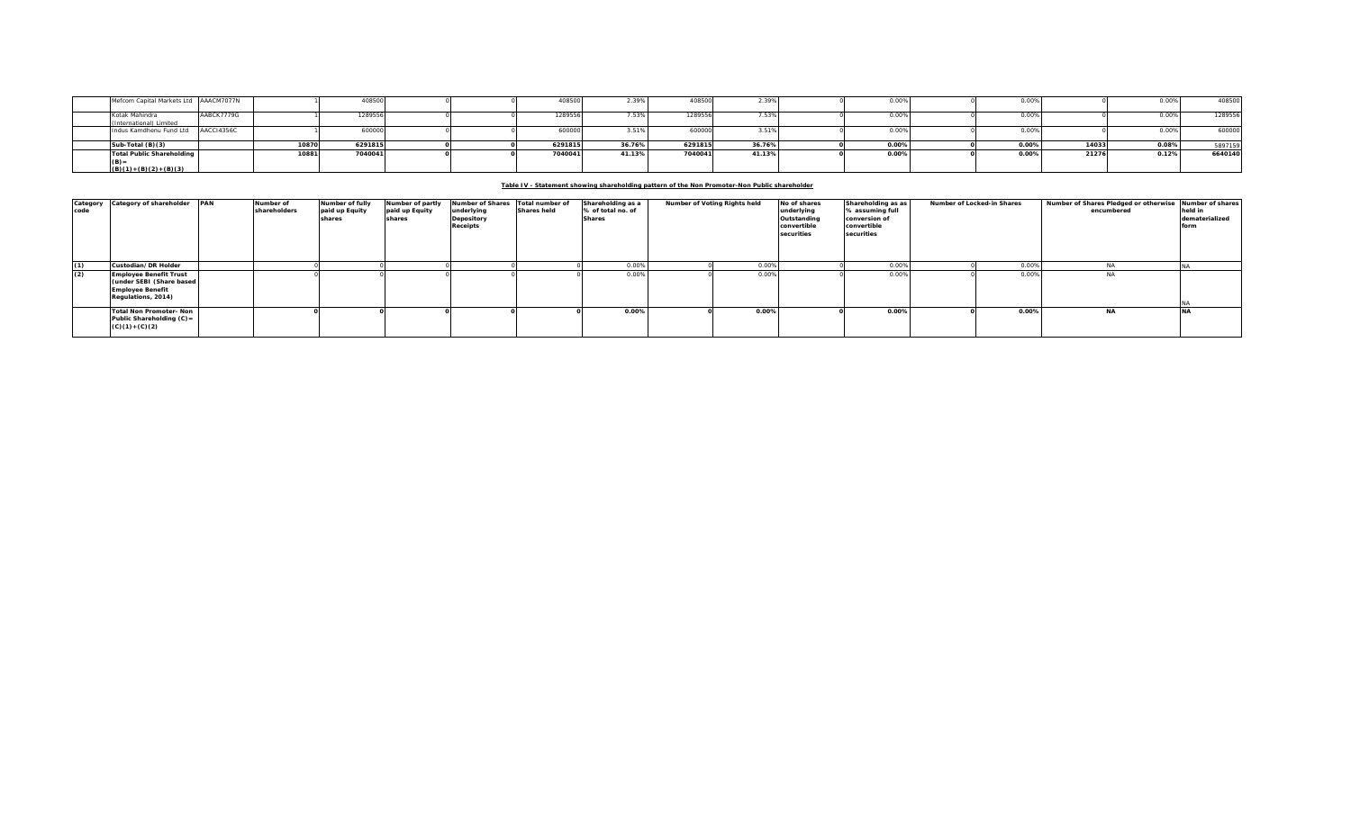| | | | | | | | | | | | | | | | | | |
|---|---|---|---|---|---|---|---|---|---|---|---|---|---|---|---|---|---|
| | Mefcom Capital Markets Ltd | AAACM7077N | 1 | 408500 | 0 | 0 | 408500 | 2.39% | 408500 | 2.39% | 0 | 0.00% | 0 | 0.00% | 0 | 0.00% | 408500 |
| | Kotak Mahindra (International) Limited | AABCK7779G | 1 | 1289556 | 0 | 0 | 1289556 | 7.53% | 1289556 | 7.53% | 0 | 0.00% | 0 | 0.00% | 0 | 0.00% | 1289556 |
| | Indus Kamdhenu Fund Ltd | AACCI4356C | 1 | 600000 | 0 | 0 | 600000 | 3.51% | 600000 | 3.51% | 0 | 0.00% | 0 | 0.00% | 0 | 0.00% | 600000 |
| | **Sub-Total (B)(3)** | | **10870** | **6291815** | **0** | **0** | **6291815** | **36.76%** | **6291815** | **36.76%** | **0** | **0.00%** | **0** | **0.00%** | **14033** | **0.08%** | 5897159 |
| | **Total Public Shareholding (B)= (B)(1)+(B)(2)+(B)(3)** | | **10881** | **7040041** | **0** | **0** | **7040041** | **41.13%** | **7040041** | **41.13%** | **0** | **0.00%** | **0** | **0.00%** | **21276** | **0.12%** | **6640140** |

**Table IV - Statement showing shareholding pattern of the Non Promoter-Non Public shareholder**

| Category code | Category of shareholder | PAN | Number of shareholders | Number of fully paid up Equity shares | Number of partly paid up Equity shares | Number of Shares underlying Depository Receipts | Total number of Shares held | Shareholding as a % of total no. of Shares | Number of Voting Rights held | | No of shares underlying Outstanding convertible securities | Shareholding as as % assuming full conversion of convertible securities | Number of Locked-in Shares | | Number of Shares Pledged or otherwise encumbered | Number of shares held in dematerialized form |
|---|---|---|---|---|---|---|---|---|---|---|---|---|---|---|---|---|
| (1) | Custodian/DR Holder | | 0 | 0 | 0 | 0 | 0 | 0.00% | 0 | 0.00% | 0 | 0.00% | 0 | 0.00% | NA | NA |
| (2) | Employee Benefit Trust (under SEBI (Share based Employee Benefit Regulations, 2014) | | 0 | 0 | 0 | 0 | 0 | 0.00% | 0 | 0.00% | 0 | 0.00% | 0 | 0.00% | NA | NA |
| | **Total Non Promoter- Non Public Shareholding (C)= (C)(1)+(C)(2)** | | **0** | **0** | **0** | **0** | **0** | **0.00%** | **0** | **0.00%** | **0** | **0.00%** | **0** | **0.00%** | **NA** | **NA** |